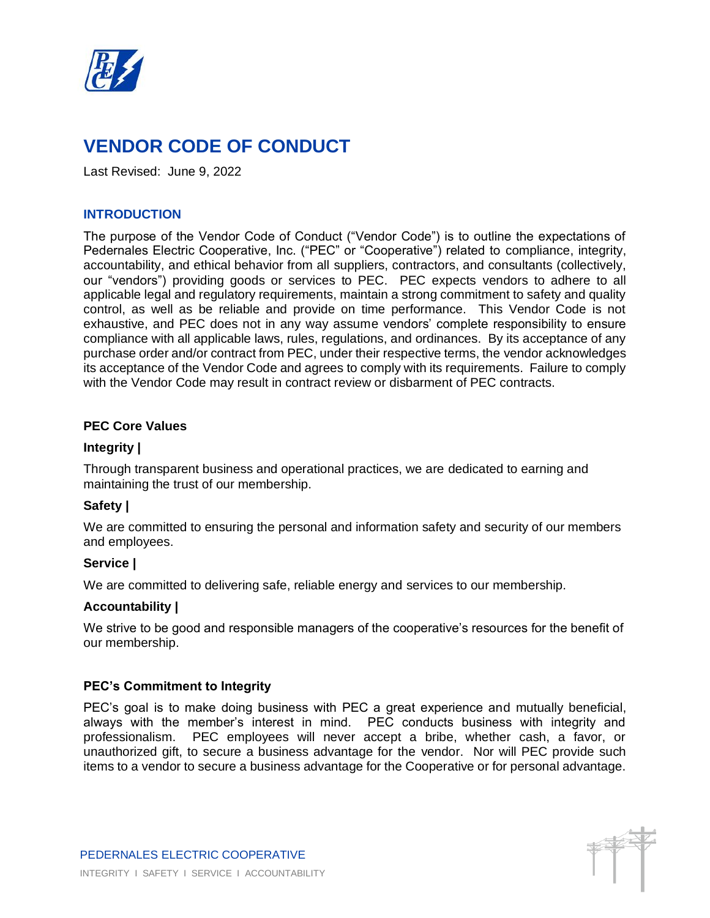# VENDOR CODE OF CONDUCT

Last Revised: June 9, 2022

## INTRODUCTION

The purpose of the Vendor Code of Conduct ("Vendor Code") is to outline the expectations of Pedernales Electric Cooperative, Inc. ("PEC" or "Cooperative") related to compliance, integrity, accountability, and ethical behavior from all suppliers, contractors, and consultants (collectively, our "vendors") providing goods or services to PEC. PEC expects vendors to adhere to all applicable legal and regulatory requirements, maintain a strong commitment to safety and quality control, as well as be reliable and provide on time performance. This Vendor Code is not exhaustive, and PEC does not in any way assume vendors' complete responsibility to ensure compliance with all applicable laws, rules, regulations, and ordinances. By its acceptance of any purchase order and/or contract from PEC, under their respective terms, the vendor acknowledges its acceptance of the Vendor Code and agrees to comply with its requirements. Failure to comply with the Vendor Code may result in contract review or disbarment of PEC contracts.

### PEC Core Values

**Integrity |**

Through transparent business and operational practices, we are dedicated to earning and maintaining the trust of our membership.

**Safety |**

We are committed to ensuring the personal and information safety and security of our members and employees.

**Service |**

We are committed to delivering safe, reliable energy and services to our membership.

**Accountability |**

We strive to be good and responsible managers of the cooperative's resources for the benefit of our membership.

### PEC's Commitment to Integrity

PEC's goal is to make doing business with PEC a great experience and mutually beneficial, always with the member's interest in mind. PEC conducts business with integrity and professionalism. PEC employees will never accept a bribe, whether cash, a favor, or unauthorized gift, to secure a business advantage for the vendor. Nor will PEC provide such items to a vendor to secure a business advantage for the Cooperative or for personal advantage.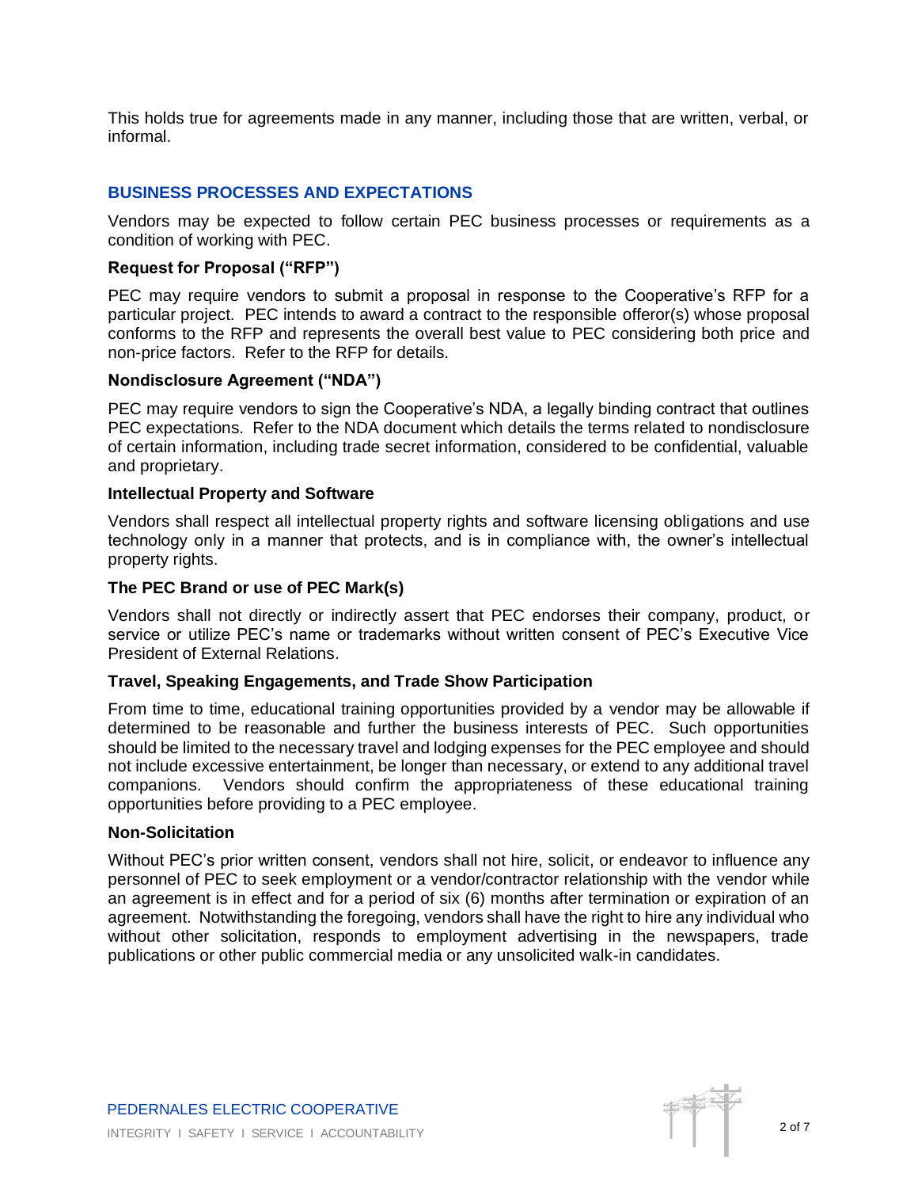This holds true for agreements made in any manner, including those that are written, verbal, or informal.

## BUSINESS PROCESSES AND EXPECTATIONS

Vendors may be expected to follow certain PEC business processes or requirements as a condition of working with PEC.

### Request for Proposal ("RFP")

PEC may require vendors to submit a proposal in response to the Cooperative's RFP for a particular project. PEC intends to award a contract to the responsible offeror(s) whose proposal conforms to the RFP and represents the overall best value to PEC considering both price and non-price factors. Refer to the RFP for details.

### Nondisclosure Agreement ("NDA")

PEC may require vendors to sign the Cooperative's NDA, a legally binding contract that outlines PEC expectations. Refer to the NDA document which details the terms related to nondisclosure of certain information, including trade secret information, considered to be confidential, valuable and proprietary.

### Intellectual Property and Software

Vendors shall respect all intellectual property rights and software licensing obligations and use technology only in a manner that protects, and is in compliance with, the owner's intellectual property rights.

### The PEC Brand or use of PEC Mark(s)

Vendors shall not directly or indirectly assert that PEC endorses their company, product, or service or utilize PEC's name or trademarks without written consent of PEC's Executive Vice President of External Relations.

### Travel, Speaking Engagements, and Trade Show Participation

From time to time, educational training opportunities provided by a vendor may be allowable if determined to be reasonable and further the business interests of PEC. Such opportunities should be limited to the necessary travel and lodging expenses for the PEC employee and should not include excessive entertainment, be longer than necessary, or extend to any additional travel companions. Vendors should confirm the appropriateness of these educational training opportunities before providing to a PEC employee.

### Non-Solicitation

Without PEC's prior written consent, vendors shall not hire, solicit, or endeavor to influence any personnel of PEC to seek employment or a vendor/contractor relationship with the vendor while an agreement is in effect and for a period of six (6) months after termination or expiration of an agreement. Notwithstanding the foregoing, vendors shall have the right to hire any individual who without other solicitation, responds to employment advertising in the newspapers, trade publications or other public commercial media or any unsolicited walk-in candidates.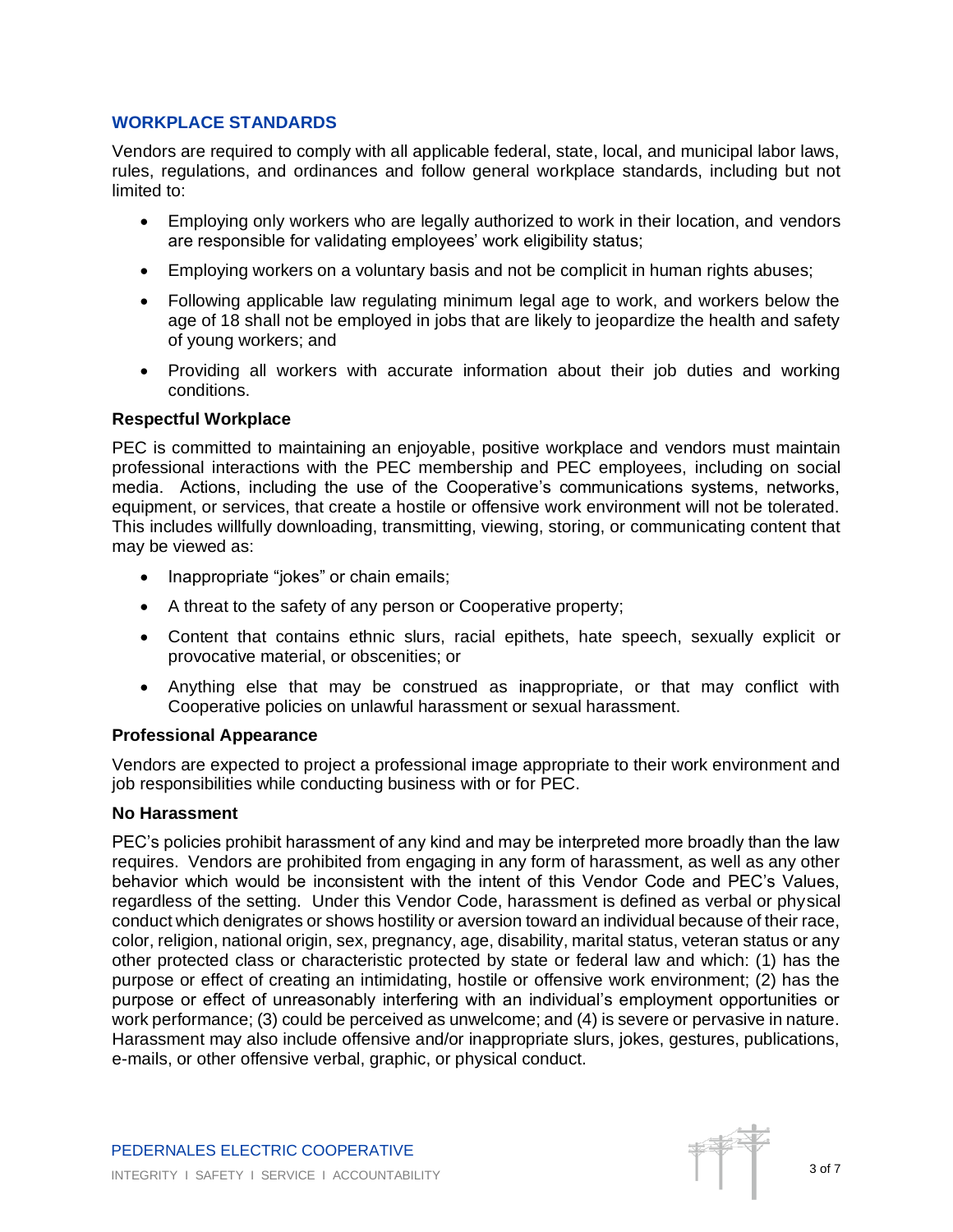## WORKPLACE STANDARDS

Vendors are required to comply with all applicable federal, state, local, and municipal labor laws, rules, regulations, and ordinances and follow general workplace standards, including but not limited to:

- Employing only workers who are legally authorized to work in their location, and vendors are responsible for validating employees' work eligibility status;
- Employing workers on a voluntary basis and not be complicit in human rights abuses;
- Following applicable law regulating minimum legal age to work, and workers below the age of 18 shall not be employed in jobs that are likely to jeopardize the health and safety of young workers; and
- Providing all workers with accurate information about their job duties and working conditions.

### Respectful Workplace

PEC is committed to maintaining an enjoyable, positive workplace and vendors must maintain professional interactions with the PEC membership and PEC employees, including on social media. Actions, including the use of the Cooperative's communications systems, networks, equipment, or services, that create a hostile or offensive work environment will not be tolerated. This includes willfully downloading, transmitting, viewing, storing, or communicating content that may be viewed as:

- Inappropriate "jokes" or chain emails;
- A threat to the safety of any person or Cooperative property;
- Content that contains ethnic slurs, racial epithets, hate speech, sexually explicit or provocative material, or obscenities; or
- Anything else that may be construed as inappropriate, or that may conflict with Cooperative policies on unlawful harassment or sexual harassment.

### Professional Appearance

Vendors are expected to project a professional image appropriate to their work environment and job responsibilities while conducting business with or for PEC.

### No Harassment

PEC's policies prohibit harassment of any kind and may be interpreted more broadly than the law requires. Vendors are prohibited from engaging in any form of harassment, as well as any other behavior which would be inconsistent with the intent of this Vendor Code and PEC's Values, regardless of the setting. Under this Vendor Code, harassment is defined as verbal or physical conduct which denigrates or shows hostility or aversion toward an individual because of their race, color, religion, national origin, sex, pregnancy, age, disability, marital status, veteran status or any other protected class or characteristic protected by state or federal law and which: (1) has the purpose or effect of creating an intimidating, hostile or offensive work environment; (2) has the purpose or effect of unreasonably interfering with an individual's employment opportunities or work performance; (3) could be perceived as unwelcome; and (4) is severe or pervasive in nature. Harassment may also include offensive and/or inappropriate slurs, jokes, gestures, publications, e-mails, or other offensive verbal, graphic, or physical conduct.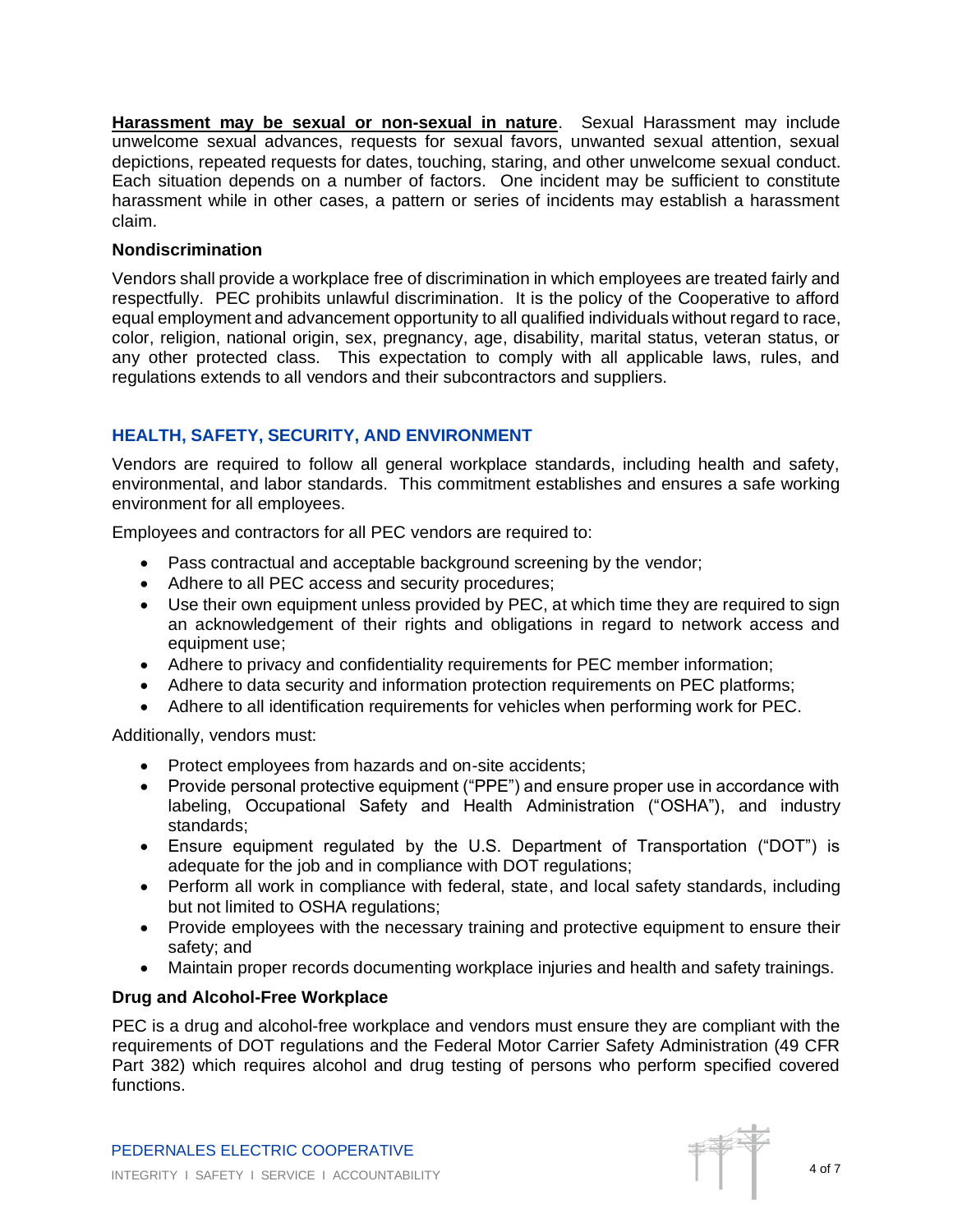**<u>Harassment may be sexual or non-sexual in nature</u>**. Sexual Harassment may include unwelcome sexual advances, requests for sexual favors, unwanted sexual attention, sexual depictions, repeated requests for dates, touching, staring, and other unwelcome sexual conduct. Each situation depends on a number of factors. One incident may be sufficient to constitute harassment while in other cases, a pattern or series of incidents may establish a harassment claim.

### Nondiscrimination

Vendors shall provide a workplace free of discrimination in which employees are treated fairly and respectfully. PEC prohibits unlawful discrimination. It is the policy of the Cooperative to afford equal employment and advancement opportunity to all qualified individuals without regard to race, color, religion, national origin, sex, pregnancy, age, disability, marital status, veteran status, or any other protected class. This expectation to comply with all applicable laws, rules, and regulations extends to all vendors and their subcontractors and suppliers.

## HEALTH, SAFETY, SECURITY, AND ENVIRONMENT

Vendors are required to follow all general workplace standards, including health and safety, environmental, and labor standards. This commitment establishes and ensures a safe working environment for all employees.

Employees and contractors for all PEC vendors are required to:

- Pass contractual and acceptable background screening by the vendor;
- Adhere to all PEC access and security procedures;
- Use their own equipment unless provided by PEC, at which time they are required to sign an acknowledgement of their rights and obligations in regard to network access and equipment use;
- Adhere to privacy and confidentiality requirements for PEC member information;
- Adhere to data security and information protection requirements on PEC platforms;
- Adhere to all identification requirements for vehicles when performing work for PEC.

Additionally, vendors must:

- Protect employees from hazards and on-site accidents;
- Provide personal protective equipment ("PPE") and ensure proper use in accordance with labeling, Occupational Safety and Health Administration ("OSHA"), and industry standards;
- Ensure equipment regulated by the U.S. Department of Transportation ("DOT") is adequate for the job and in compliance with DOT regulations;
- Perform all work in compliance with federal, state, and local safety standards, including but not limited to OSHA regulations;
- Provide employees with the necessary training and protective equipment to ensure their safety; and
- Maintain proper records documenting workplace injuries and health and safety trainings.

### Drug and Alcohol-Free Workplace

PEC is a drug and alcohol-free workplace and vendors must ensure they are compliant with the requirements of DOT regulations and the Federal Motor Carrier Safety Administration (49 CFR Part 382) which requires alcohol and drug testing of persons who perform specified covered functions.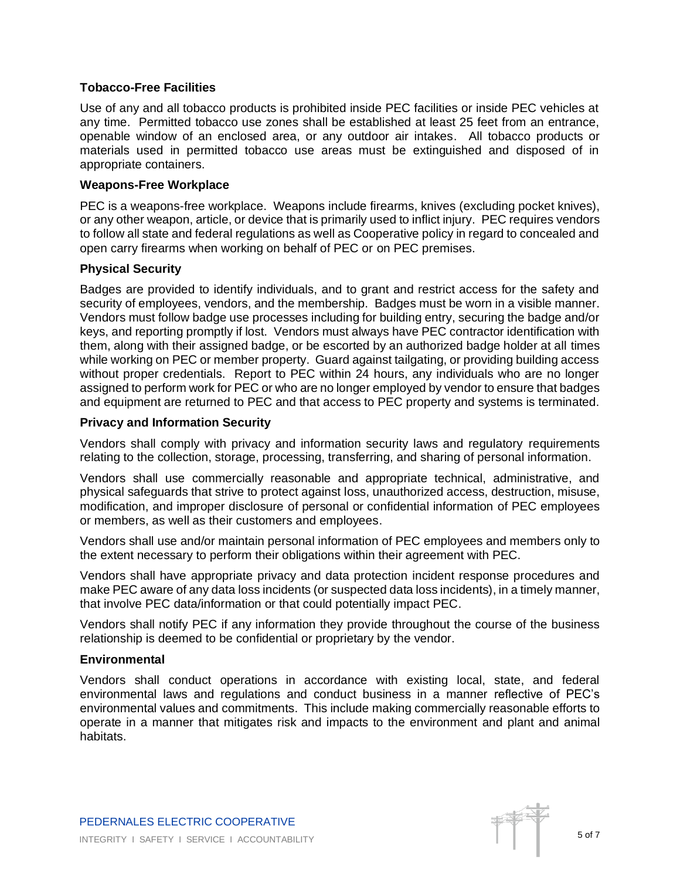**Tobacco-Free Facilities**

Use of any and all tobacco products is prohibited inside PEC facilities or inside PEC vehicles at any time. Permitted tobacco use zones shall be established at least 25 feet from an entrance, openable window of an enclosed area, or any outdoor air intakes. All tobacco products or materials used in permitted tobacco use areas must be extinguished and disposed of in appropriate containers.

**Weapons-Free Workplace**

PEC is a weapons-free workplace. Weapons include firearms, knives (excluding pocket knives), or any other weapon, article, or device that is primarily used to inflict injury. PEC requires vendors to follow all state and federal regulations as well as Cooperative policy in regard to concealed and open carry firearms when working on behalf of PEC or on PEC premises.

**Physical Security**

Badges are provided to identify individuals, and to grant and restrict access for the safety and security of employees, vendors, and the membership. Badges must be worn in a visible manner. Vendors must follow badge use processes including for building entry, securing the badge and/or keys, and reporting promptly if lost. Vendors must always have PEC contractor identification with them, along with their assigned badge, or be escorted by an authorized badge holder at all times while working on PEC or member property. Guard against tailgating, or providing building access without proper credentials. Report to PEC within 24 hours, any individuals who are no longer assigned to perform work for PEC or who are no longer employed by vendor to ensure that badges and equipment are returned to PEC and that access to PEC property and systems is terminated.

**Privacy and Information Security**

Vendors shall comply with privacy and information security laws and regulatory requirements relating to the collection, storage, processing, transferring, and sharing of personal information.

Vendors shall use commercially reasonable and appropriate technical, administrative, and physical safeguards that strive to protect against loss, unauthorized access, destruction, misuse, modification, and improper disclosure of personal or confidential information of PEC employees or members, as well as their customers and employees.

Vendors shall use and/or maintain personal information of PEC employees and members only to the extent necessary to perform their obligations within their agreement with PEC.

Vendors shall have appropriate privacy and data protection incident response procedures and make PEC aware of any data loss incidents (or suspected data loss incidents), in a timely manner, that involve PEC data/information or that could potentially impact PEC.

Vendors shall notify PEC if any information they provide throughout the course of the business relationship is deemed to be confidential or proprietary by the vendor.

**Environmental**

Vendors shall conduct operations in accordance with existing local, state, and federal environmental laws and regulations and conduct business in a manner reflective of PEC's environmental values and commitments. This include making commercially reasonable efforts to operate in a manner that mitigates risk and impacts to the environment and plant and animal habitats.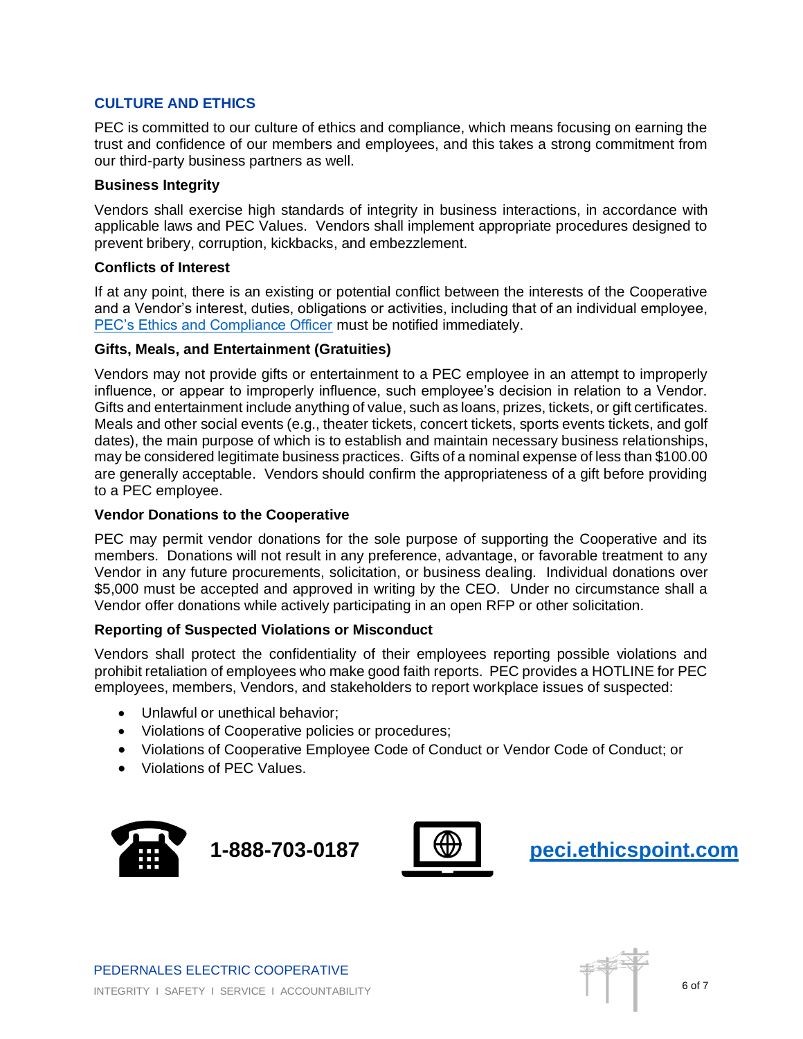## CULTURE AND ETHICS

PEC is committed to our culture of ethics and compliance, which means focusing on earning the trust and confidence of our members and employees, and this takes a strong commitment from our third-party business partners as well.

### Business Integrity

Vendors shall exercise high standards of integrity in business interactions, in accordance with applicable laws and PEC Values. Vendors shall implement appropriate procedures designed to prevent bribery, corruption, kickbacks, and embezzlement.

### Conflicts of Interest

If at any point, there is an existing or potential conflict between the interests of the Cooperative and a Vendor's interest, duties, obligations or activities, including that of an individual employee, PEC's Ethics and Compliance Officer must be notified immediately.

### Gifts, Meals, and Entertainment (Gratuities)

Vendors may not provide gifts or entertainment to a PEC employee in an attempt to improperly influence, or appear to improperly influence, such employee's decision in relation to a Vendor. Gifts and entertainment include anything of value, such as loans, prizes, tickets, or gift certificates. Meals and other social events (e.g., theater tickets, concert tickets, sports events tickets, and golf dates), the main purpose of which is to establish and maintain necessary business relationships, may be considered legitimate business practices. Gifts of a nominal expense of less than $100.00 are generally acceptable. Vendors should confirm the appropriateness of a gift before providing to a PEC employee.

### Vendor Donations to the Cooperative

PEC may permit vendor donations for the sole purpose of supporting the Cooperative and its members. Donations will not result in any preference, advantage, or favorable treatment to any Vendor in any future procurements, solicitation, or business dealing. Individual donations over $5,000 must be accepted and approved in writing by the CEO. Under no circumstance shall a Vendor offer donations while actively participating in an open RFP or other solicitation.

### Reporting of Suspected Violations or Misconduct

Vendors shall protect the confidentiality of their employees reporting possible violations and prohibit retaliation of employees who make good faith reports. PEC provides a HOTLINE for PEC employees, members, Vendors, and stakeholders to report workplace issues of suspected:

- Unlawful or unethical behavior;
- Violations of Cooperative policies or procedures;
- Violations of Cooperative Employee Code of Conduct or Vendor Code of Conduct; or
- Violations of PEC Values.

**1-888-703-0187** **peci.ethicspoint.com**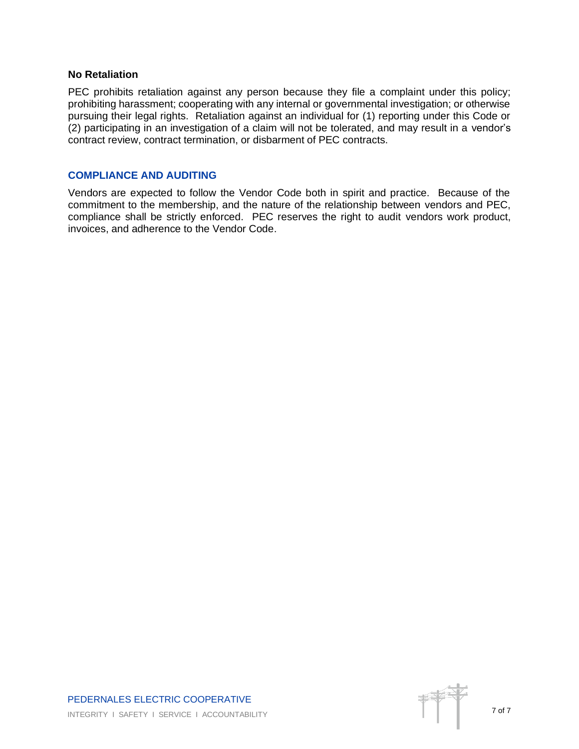### No Retaliation

PEC prohibits retaliation against any person because they file a complaint under this policy; prohibiting harassment; cooperating with any internal or governmental investigation; or otherwise pursuing their legal rights. Retaliation against an individual for (1) reporting under this Code or (2) participating in an investigation of a claim will not be tolerated, and may result in a vendor's contract review, contract termination, or disbarment of PEC contracts.

## COMPLIANCE AND AUDITING

Vendors are expected to follow the Vendor Code both in spirit and practice. Because of the commitment to the membership, and the nature of the relationship between vendors and PEC, compliance shall be strictly enforced. PEC reserves the right to audit vendors work product, invoices, and adherence to the Vendor Code.